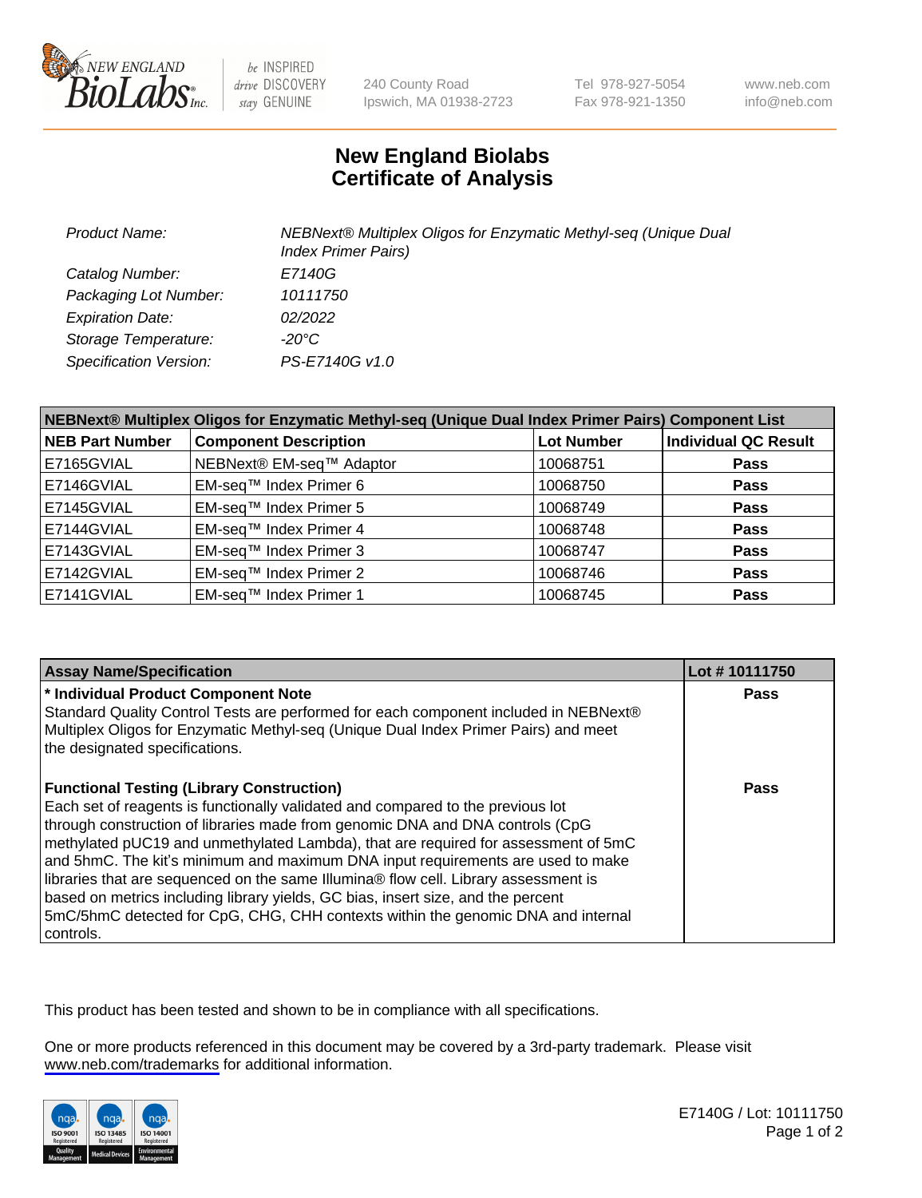# New England Biolabs Certificate of Analysis

| | |
|---|---|
| Product Name: | NEBNext® Multiplex Oligos for Enzymatic Methyl-seq (Unique Dual Index Primer Pairs) |
| Catalog Number: | E7140G |
| Packaging Lot Number: | 10111750 |
| Expiration Date: | 02/2022 |
| Storage Temperature: | -20°C |
| Specification Version: | PS-E7140G v1.0 |

| NEBNext® Multiplex Oligos for Enzymatic Methyl-seq (Unique Dual Index Primer Pairs) Component List | | | |
|---|---|---|---|
| **NEB Part Number** | **Component Description** | **Lot Number** | **Individual QC Result** |
| E7165GVIAL | NEBNext® EM-seq™ Adaptor | 10068751 | **Pass** |
| E7146GVIAL | EM-seq™ Index Primer 6 | 10068750 | **Pass** |
| E7145GVIAL | EM-seq™ Index Primer 5 | 10068749 | **Pass** |
| E7144GVIAL | EM-seq™ Index Primer 4 | 10068748 | **Pass** |
| E7143GVIAL | EM-seq™ Index Primer 3 | 10068747 | **Pass** |
| E7142GVIAL | EM-seq™ Index Primer 2 | 10068746 | **Pass** |
| E7141GVIAL | EM-seq™ Index Primer 1 | 10068745 | **Pass** |

| Assay Name/Specification | Lot # 10111750 |
|---|---|
| **\* Individual Product Component Note**<br>Standard Quality Control Tests are performed for each component included in NEBNext® Multiplex Oligos for Enzymatic Methyl-seq (Unique Dual Index Primer Pairs) and meet the designated specifications. | **Pass** |
| **Functional Testing (Library Construction)**<br>Each set of reagents is functionally validated and compared to the previous lot through construction of libraries made from genomic DNA and DNA controls (CpG methylated pUC19 and unmethylated Lambda), that are required for assessment of 5mC and 5hmC. The kit's minimum and maximum DNA input requirements are used to make libraries that are sequenced on the same Illumina® flow cell. Library assessment is based on metrics including library yields, GC bias, insert size, and the percent 5mC/5hmC detected for CpG, CHG, CHH contexts within the genomic DNA and internal controls. | **Pass** |

This product has been tested and shown to be in compliance with all specifications.

One or more products referenced in this document may be covered by a 3rd-party trademark. Please visit www.neb.com/trademarks for additional information.

E7140G / Lot: 10111750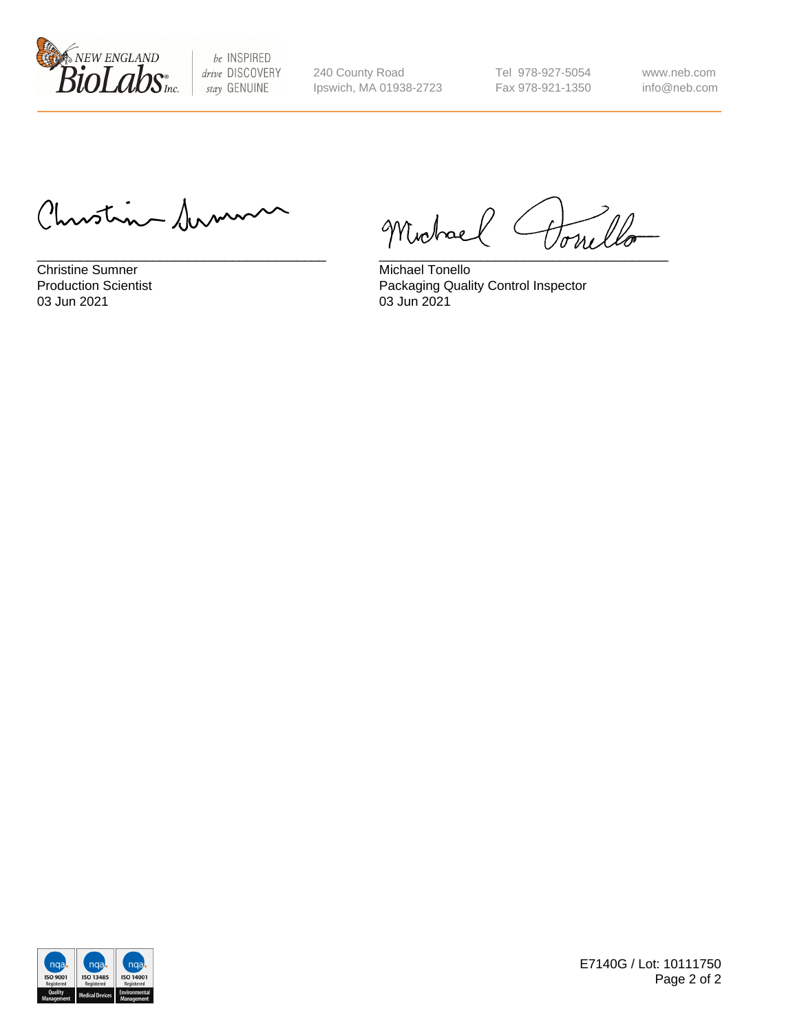be INSPIRED
drive DISCOVERY
stay GENUINE

240 County Road
Ipswich, MA 01938-2723

Tel 978-927-5054
Fax 978-921-1350

www.neb.com
info@neb.com

Christine Sumner
Production Scientist
03 Jun 2021

Michael Tonello
Packaging Quality Control Inspector
03 Jun 2021

E7140G / Lot: 10111750